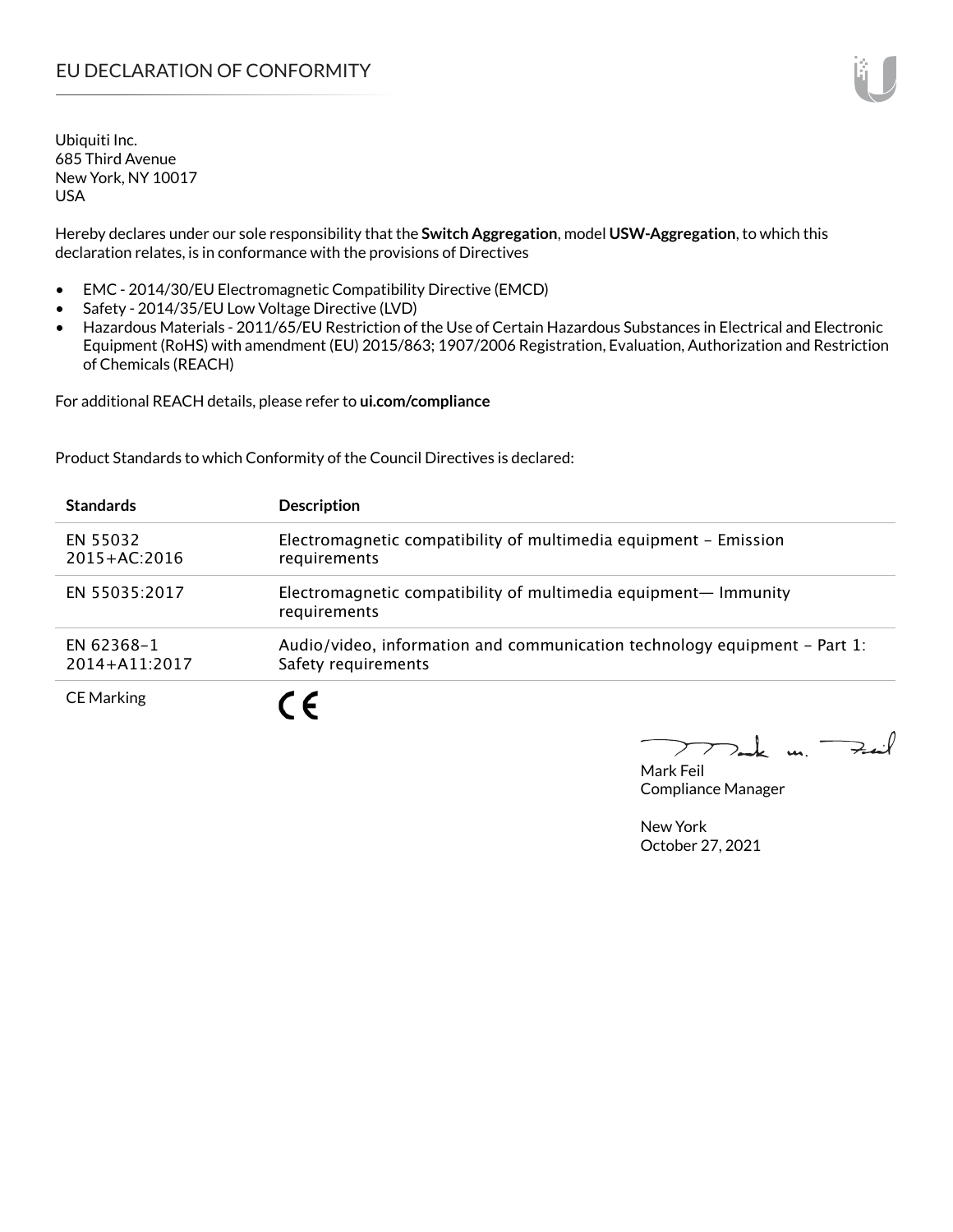# EU DECLARATION OF CONFORMITY

Ubiquiti Inc.
685 Third Avenue
New York, NY 10017
USA

Hereby declares under our sole responsibility that the **Switch Aggregation**, model **USW-Aggregation**, to which this declaration relates, is in conformance with the provisions of Directives

- EMC - 2014/30/EU Electromagnetic Compatibility Directive (EMCD)
- Safety - 2014/35/EU Low Voltage Directive (LVD)
- Hazardous Materials - 2011/65/EU Restriction of the Use of Certain Hazardous Substances in Electrical and Electronic Equipment (RoHS) with amendment (EU) 2015/863; 1907/2006 Registration, Evaluation, Authorization and Restriction of Chemicals (REACH)

For additional REACH details, please refer to **ui.com/compliance**

Product Standards to which Conformity of the Council Directives is declared:

| Standards | Description |
|---|---|
| EN 55032 2015+AC:2016 | Electromagnetic compatibility of multimedia equipment – Emission requirements |
| EN 55035:2017 | Electromagnetic compatibility of multimedia equipment— Immunity requirements |
| EN 62368-1 2014+A11:2017 | Audio/video, information and communication technology equipment – Part 1: Safety requirements |
| CE Marking | CE |

Mark Feil
Compliance Manager

New York
October 27, 2021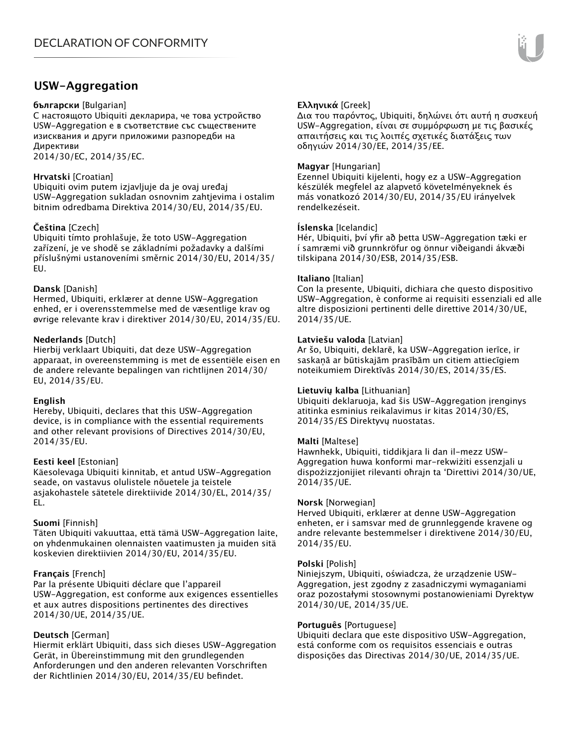# USW-Aggregation

**български** [Bulgarian]
С настоящото Ubiquiti декларира, че това устройство USW-Aggregation е в съответствие със съществените изисквания и други приложими разпоредби на Директиви
2014/30/ЕС, 2014/35/ЕС.

**Hrvatski** [Croatian]
Ubiquiti ovim putem izjavljuje da je ovaj uređaj USW-Aggregation sukladan osnovnim zahtjevima i ostalim bitnim odredbama Direktiva 2014/30/EU, 2014/35/EU.

**Čeština** [Czech]
Ubiquiti tímto prohlašuje, že toto USW-Aggregation zařízení, je ve shodě se základními požadavky a dalšími příslušnými ustanoveními směrnic 2014/30/EU, 2014/35/EU.

**Dansk** [Danish]
Hermed, Ubiquiti, erklærer at denne USW-Aggregation enhed, er i overensstemmelse med de væsentlige krav og øvrige relevante krav i direktiver 2014/30/EU, 2014/35/EU.

**Nederlands** [Dutch]
Hierbij verklaart Ubiquiti, dat deze USW-Aggregation apparaat, in overeenstemming is met de essentiële eisen en de andere relevante bepalingen van richtlijnen 2014/30/EU, 2014/35/EU.

**English**
Hereby, Ubiquiti, declares that this USW-Aggregation device, is in compliance with the essential requirements and other relevant provisions of Directives 2014/30/EU, 2014/35/EU.

**Eesti keel** [Estonian]
Käesolevaga Ubiquiti kinnitab, et antud USW-Aggregation seade, on vastavus olulistele nõuetele ja teistele asjakohastele sätetele direktiivide 2014/30/EL, 2014/35/EL.

**Suomi** [Finnish]
Täten Ubiquiti vakuuttaa, että tämä USW-Aggregation laite, on yhdenmukainen olennaisten vaatimusten ja muiden sitä koskevien direktiivien 2014/30/EU, 2014/35/EU.

**Français** [French]
Par la présente Ubiquiti déclare que l'appareil USW-Aggregation, est conforme aux exigences essentielles et aux autres dispositions pertinentes des directives 2014/30/UE, 2014/35/UE.

**Deutsch** [German]
Hiermit erklärt Ubiquiti, dass sich dieses USW-Aggregation Gerät, in Übereinstimmung mit den grundlegenden Anforderungen und den anderen relevanten Vorschriften der Richtlinien 2014/30/EU, 2014/35/EU befindet.

**Ελληνικά** [Greek]
Δια του παρόντος, Ubiquiti, δηλώνει ότι αυτή η συσκευή USW-Aggregation, είναι σε συμμόρφωση με τις βασικές απαιτήσεις και τις λοιπές σχετικές διατάξεις των οδηγιών 2014/30/EE, 2014/35/EE.

**Magyar** [Hungarian]
Ezennel Ubiquiti kijelenti, hogy ez a USW-Aggregation készülék megfelel az alapvető követelményeknek és más vonatkozó 2014/30/EU, 2014/35/EU irányelvek rendelkezéseit.

**Íslenska** [Icelandic]
Hér, Ubiquiti, því yfir að þetta USW-Aggregation tæki er í samræmi við grunnkröfur og önnur viðeigandi ákvæði tilskipana 2014/30/ESB, 2014/35/ESB.

**Italiano** [Italian]
Con la presente, Ubiquiti, dichiara che questo dispositivo USW-Aggregation, è conforme ai requisiti essenziali ed alle altre disposizioni pertinenti delle direttive 2014/30/UE, 2014/35/UE.

**Latviešu valoda** [Latvian]
Ar šo, Ubiquiti, deklarē, ka USW-Aggregation ierīce, ir saskaņā ar būtiskajām prasībām un citiem attiecīgiem noteikumiem Direktīvās 2014/30/ES, 2014/35/ES.

**Lietuvių kalba** [Lithuanian]
Ubiquiti deklaruoja, kad šis USW-Aggregation įrenginys atitinka esminius reikalavimus ir kitas 2014/30/ES, 2014/35/ES Direktyvų nuostatas.

**Malti** [Maltese]
Hawnhekk, Ubiquiti, tiddikjara li dan il-mezz USW-Aggregation huwa konformi mar-rekwiżiti essenzjali u dispożizzjonijiet rilevanti oħrajn ta 'Direttivi 2014/30/UE, 2014/35/UE.

**Norsk** [Norwegian]
Herved Ubiquiti, erklærer at denne USW-Aggregation enheten, er i samsvar med de grunnleggende kravene og andre relevante bestemmelser i direktivene 2014/30/EU, 2014/35/EU.

**Polski** [Polish]
Niniejszym, Ubiquiti, oświadcza, że urządzenie USW-Aggregation, jest zgodny z zasadniczymi wymaganiami oraz pozostałymi stosownymi postanowieniami Dyrektyw 2014/30/UE, 2014/35/UE.

**Português** [Portuguese]
Ubiquiti declara que este dispositivo USW-Aggregation, está conforme com os requisitos essenciais e outras disposições das Directivas 2014/30/UE, 2014/35/UE.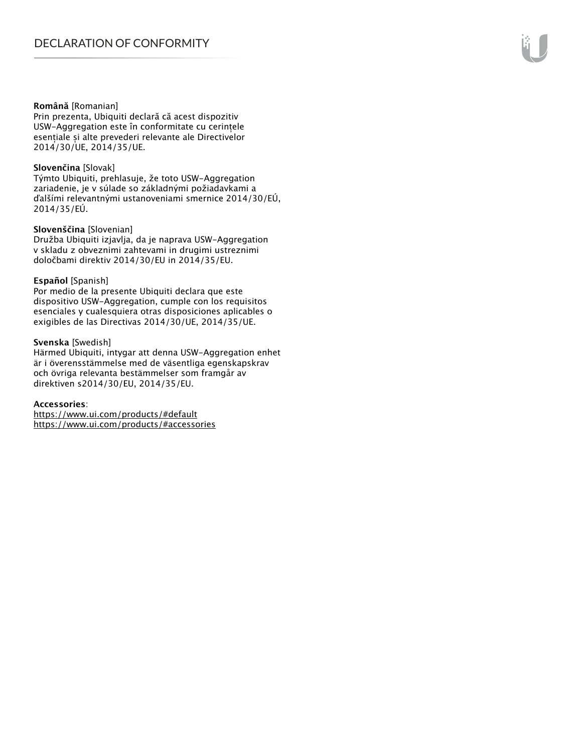**Română** [Romanian]
Prin prezenta, Ubiquiti declară că acest dispozitiv USW-Aggregation este în conformitate cu cerințele esențiale și alte prevederi relevante ale Directivelor 2014/30/UE, 2014/35/UE.

**Slovenčina** [Slovak]
Týmto Ubiquiti, prehlasuje, že toto USW-Aggregation zariadenie, je v súlade so základnými požiadavkami a ďalšími relevantnými ustanoveniami smernice 2014/30/EÚ, 2014/35/EÚ.

**Slovenščina** [Slovenian]
Družba Ubiquiti izjavlja, da je naprava USW-Aggregation v skladu z obveznimi zahtevami in drugimi ustreznimi določbami direktiv 2014/30/EU in 2014/35/EU.

**Español** [Spanish]
Por medio de la presente Ubiquiti declara que este dispositivo USW-Aggregation, cumple con los requisitos esenciales y cualesquiera otras disposiciones aplicables o exigibles de las Directivas 2014/30/UE, 2014/35/UE.

**Svenska** [Swedish]
Härmed Ubiquiti, intygar att denna USW-Aggregation enhet är i överensstämmelse med de väsentliga egenskapskrav och övriga relevanta bestämmelser som framgår av direktiven s2014/30/EU, 2014/35/EU.

**Accessories**:
https://www.ui.com/products/#default
https://www.ui.com/products/#accessories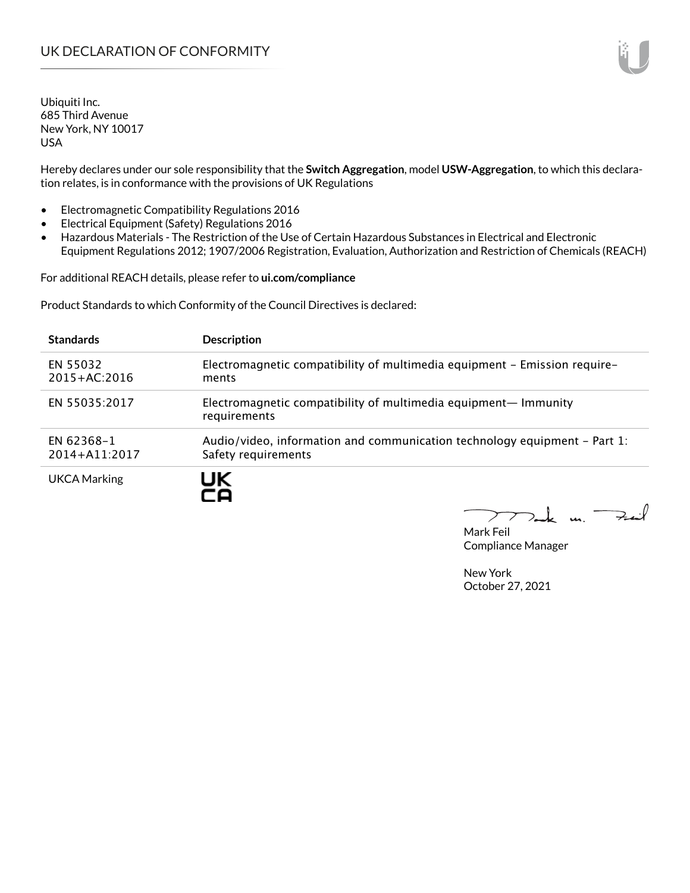# UK DECLARATION OF CONFORMITY

Ubiquiti Inc.
685 Third Avenue
New York, NY 10017
USA

Hereby declares under our sole responsibility that the **Switch Aggregation**, model **USW-Aggregation**, to which this declaration relates, is in conformance with the provisions of UK Regulations

- Electromagnetic Compatibility Regulations 2016
- Electrical Equipment (Safety) Regulations 2016
- Hazardous Materials - The Restriction of the Use of Certain Hazardous Substances in Electrical and Electronic Equipment Regulations 2012; 1907/2006 Registration, Evaluation, Authorization and Restriction of Chemicals (REACH)

For additional REACH details, please refer to **ui.com/compliance**

Product Standards to which Conformity of the Council Directives is declared:

| Standards | Description |
|---|---|
| EN 55032 2015+AC:2016 | Electromagnetic compatibility of multimedia equipment – Emission requirements |
| EN 55035:2017 | Electromagnetic compatibility of multimedia equipment— Immunity requirements |
| EN 62368-1 2014+A11:2017 | Audio/video, information and communication technology equipment – Part 1: Safety requirements |
| UKCA Marking | UK CA |

Mark Feil
Compliance Manager

New York
October 27, 2021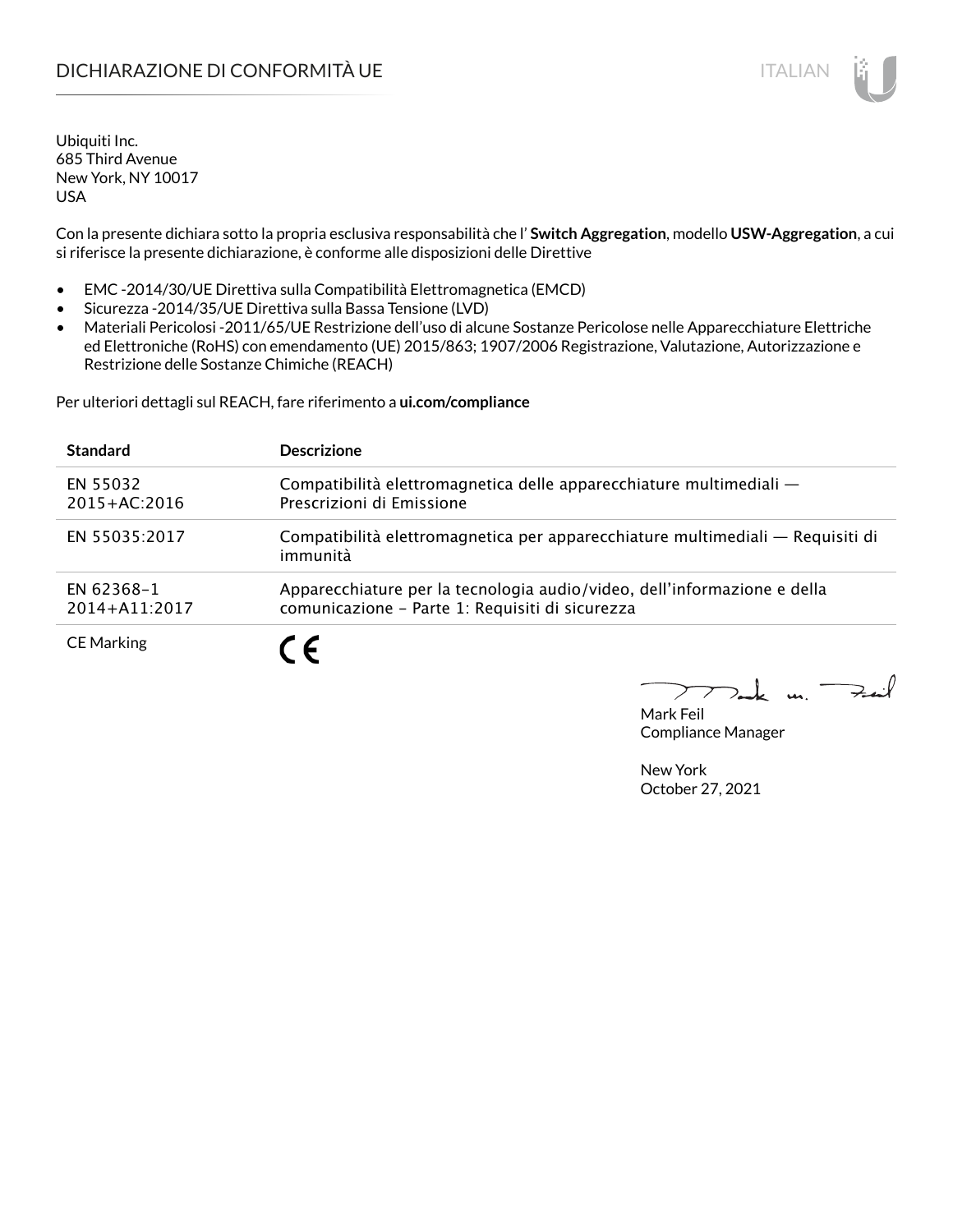# DICHIARAZIONE DI CONFORMITÀ UE

ITALIAN

Ubiquiti Inc.
685 Third Avenue
New York, NY 10017
USA

Con la presente dichiara sotto la propria esclusiva responsabilità che l' **Switch Aggregation**, modello **USW-Aggregation**, a cui si riferisce la presente dichiarazione, è conforme alle disposizioni delle Direttive

- EMC -2014/30/UE Direttiva sulla Compatibilità Elettromagnetica (EMCD)
- Sicurezza -2014/35/UE Direttiva sulla Bassa Tensione (LVD)
- Materiali Pericolosi -2011/65/UE Restrizione dell'uso di alcune Sostanze Pericolose nelle Apparecchiature Elettriche ed Elettroniche (RoHS) con emendamento (UE) 2015/863; 1907/2006 Registrazione, Valutazione, Autorizzazione e Restrizione delle Sostanze Chimiche (REACH)

Per ulteriori dettagli sul REACH, fare riferimento a **ui.com/compliance**

| **Standard** | **Descrizione** |
|---|---|
| EN 55032 2015+AC:2016 | Compatibilità elettromagnetica delle apparecchiature multimediali — Prescrizioni di Emissione |
| EN 55035:2017 | Compatibilità elettromagnetica per apparecchiature multimediali — Requisiti di immunità |
| EN 62368-1 2014+A11:2017 | Apparecchiature per la tecnologia audio/video, dell'informazione e della comunicazione – Parte 1: Requisiti di sicurezza |
| CE Marking | CE |

Mark Feil
Compliance Manager

New York
October 27, 2021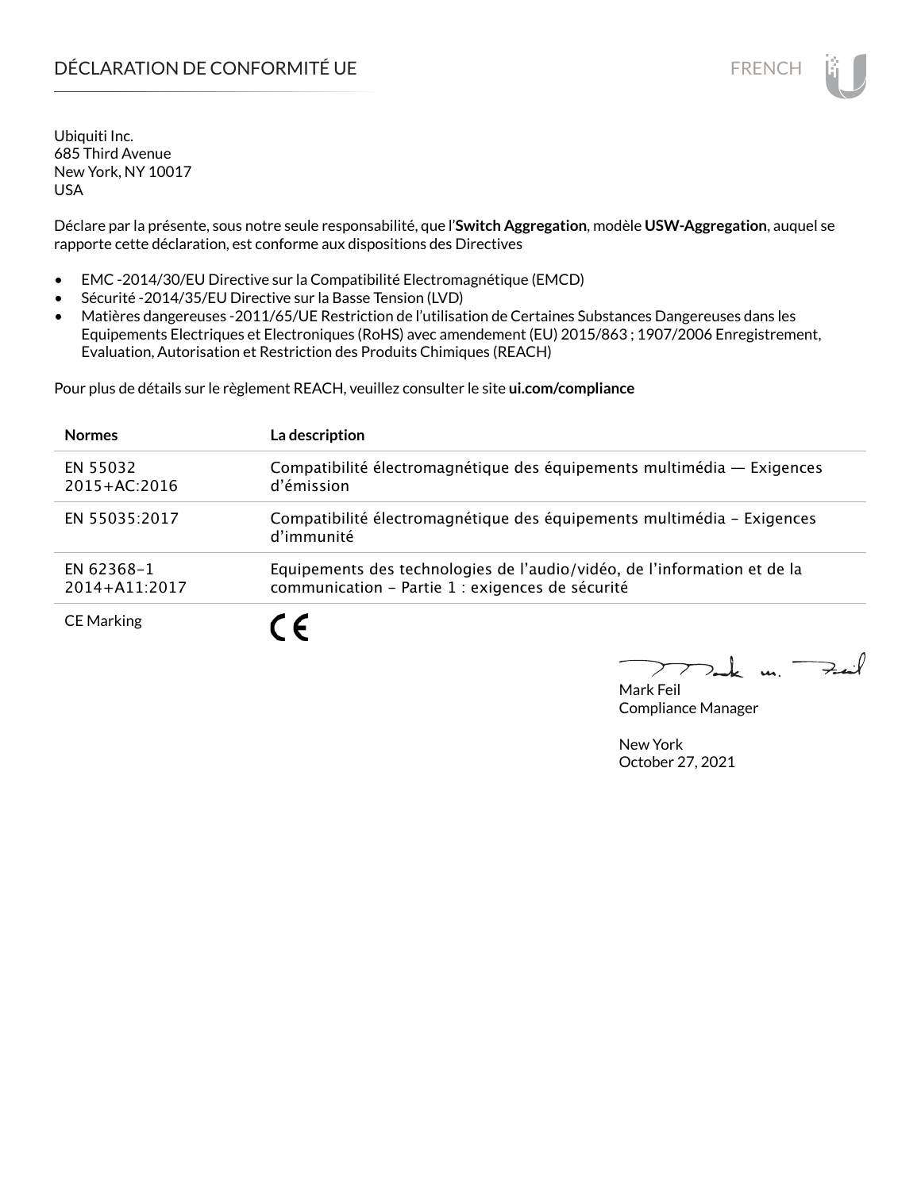# DÉCLARATION DE CONFORMITÉ UE

Ubiquiti Inc.
685 Third Avenue
New York, NY 10017
USA

Déclare par la présente, sous notre seule responsabilité, que l'**Switch Aggregation**, modèle **USW-Aggregation**, auquel se rapporte cette déclaration, est conforme aux dispositions des Directives

- EMC -2014/30/EU Directive sur la Compatibilité Electromagnétique (EMCD)
- Sécurité -2014/35/EU Directive sur la Basse Tension (LVD)
- Matières dangereuses -2011/65/UE Restriction de l'utilisation de Certaines Substances Dangereuses dans les Equipements Electriques et Electroniques (RoHS) avec amendement (EU) 2015/863 ; 1907/2006 Enregistrement, Evaluation, Autorisation et Restriction des Produits Chimiques (REACH)

Pour plus de détails sur le règlement REACH, veuillez consulter le site **ui.com/compliance**

| Normes | La description |
|---|---|
| EN 55032 2015+AC:2016 | Compatibilité électromagnétique des équipements multimédia — Exigences d'émission |
| EN 55035:2017 | Compatibilité électromagnétique des équipements multimédia – Exigences d'immunité |
| EN 62368–1 2014+A11:2017 | Equipements des technologies de l'audio/vidéo, de l'information et de la communication – Partie 1 : exigences de sécurité |
| CE Marking | CE |

Mark Feil
Compliance Manager

New York
October 27, 2021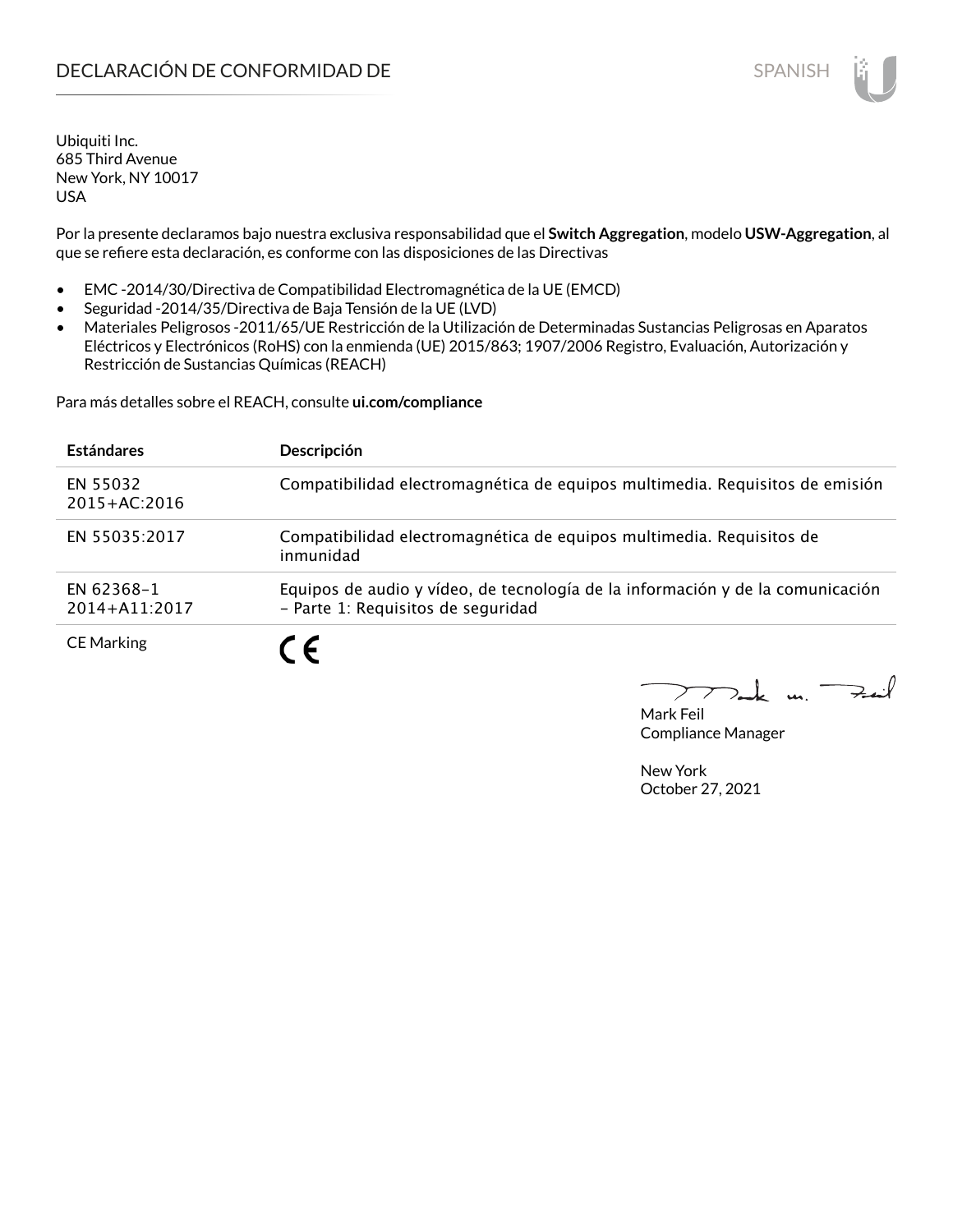# DECLARACIÓN DE CONFORMIDAD DE

SPANISH

Ubiquiti Inc.
685 Third Avenue
New York, NY 10017
USA

Por la presente declaramos bajo nuestra exclusiva responsabilidad que el **Switch Aggregation**, modelo **USW-Aggregation**, al que se refiere esta declaración, es conforme con las disposiciones de las Directivas

- EMC -2014/30/Directiva de Compatibilidad Electromagnética de la UE (EMCD)
- Seguridad -2014/35/Directiva de Baja Tensión de la UE (LVD)
- Materiales Peligrosos -2011/65/UE Restricción de la Utilización de Determinadas Sustancias Peligrosas en Aparatos Eléctricos y Electrónicos (RoHS) con la enmienda (UE) 2015/863; 1907/2006 Registro, Evaluación, Autorización y Restricción de Sustancias Químicas (REACH)

Para más detalles sobre el REACH, consulte **ui.com/compliance**

| Estándares | Descripción |
| --- | --- |
| EN 55032 2015+AC:2016 | Compatibilidad electromagnética de equipos multimedia. Requisitos de emisión |
| EN 55035:2017 | Compatibilidad electromagnética de equipos multimedia. Requisitos de inmunidad |
| EN 62368-1 2014+A11:2017 | Equipos de audio y vídeo, de tecnología de la información y de la comunicación – Parte 1: Requisitos de seguridad |
| CE Marking | CE |

Mark Feil
Compliance Manager

New York
October 27, 2021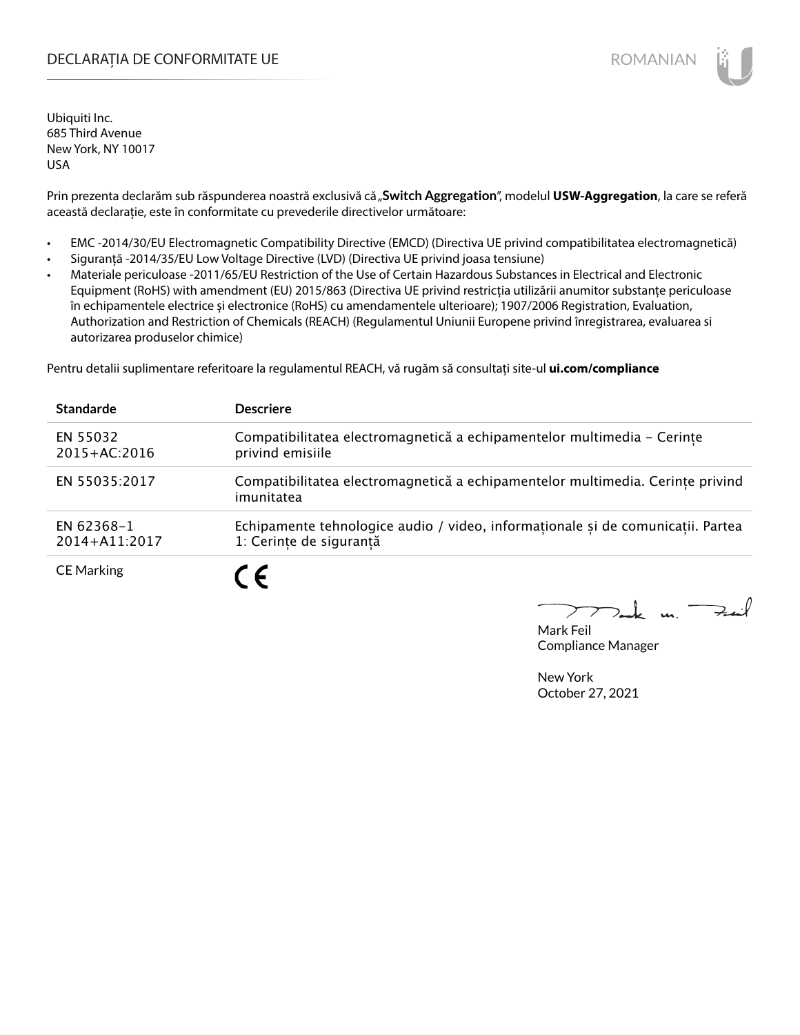# DECLARAȚIA DE CONFORMITATE UE

ROMANIAN

Ubiquiti Inc.
685 Third Avenue
New York, NY 10017
USA

Prin prezenta declarăm sub răspunderea noastră exclusivă că „**Switch Aggregation**", modelul **USW-Aggregation**, la care se referă această declarație, este în conformitate cu prevederile directivelor următoare:

- EMC -2014/30/EU Electromagnetic Compatibility Directive (EMCD) (Directiva UE privind compatibilitatea electromagnetică)
- Siguranță -2014/35/EU Low Voltage Directive (LVD) (Directiva UE privind joasa tensiune)
- Materiale periculoase -2011/65/EU Restriction of the Use of Certain Hazardous Substances in Electrical and Electronic Equipment (RoHS) with amendment (EU) 2015/863 (Directiva UE privind restricția utilizării anumitor substanțe periculoase în echipamentele electrice și electronice (RoHS) cu amendamentele ulterioare); 1907/2006 Registration, Evaluation, Authorization and Restriction of Chemicals (REACH) (Regulamentul Uniunii Europene privind înregistrarea, evaluarea si autorizarea produselor chimice)

Pentru detalii suplimentare referitoare la regulamentul REACH, vă rugăm să consultați site-ul **ui.com/compliance**

| Standarde | Descriere |
|---|---|
| EN 55032 2015+AC:2016 | Compatibilitatea electromagnetică a echipamentelor multimedia – Cerințe privind emisiile |
| EN 55035:2017 | Compatibilitatea electromagnetică a echipamentelor multimedia. Cerințe privind imunitatea |
| EN 62368-1 2014+A11:2017 | Echipamente tehnologice audio / video, informaționale și de comunicații. Partea 1: Cerințe de siguranță |
| CE Marking | CE |

Mark Feil
Compliance Manager

New York
October 27, 2021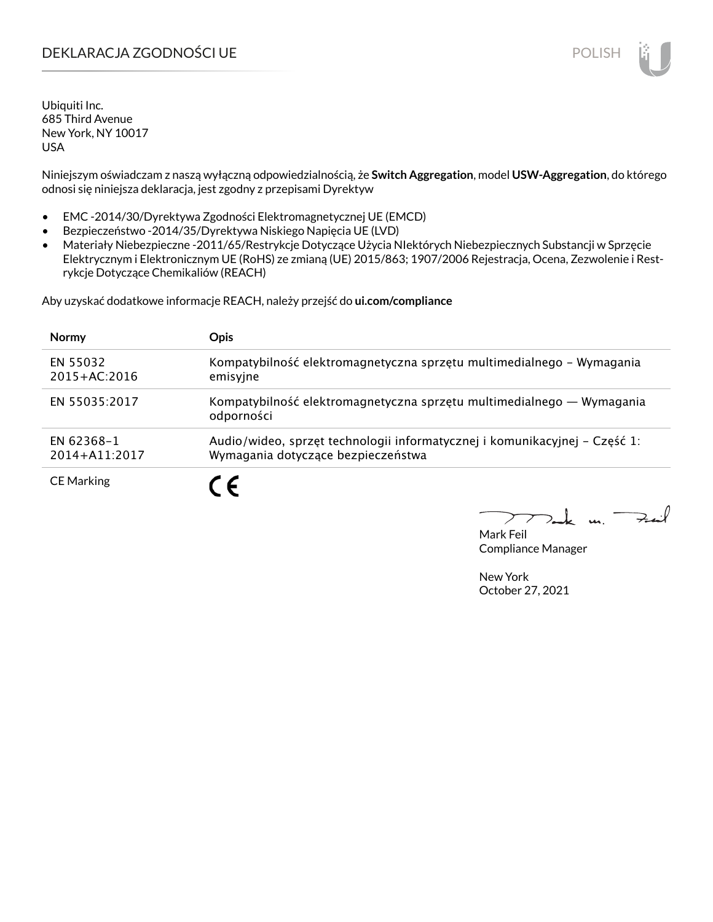# DEKLARACJA ZGODNOŚCI UE

Ubiquiti Inc.
685 Third Avenue
New York, NY 10017
USA

Niniejszym oświadczam z naszą wyłączną odpowiedzialnością, że **Switch Aggregation**, model **USW-Aggregation**, do którego odnosi się niniejsza deklaracja, jest zgodny z przepisami Dyrektyw

- EMC -2014/30/Dyrektywa Zgodności Elektromagnetycznej UE (EMCD)
- Bezpieczeństwo -2014/35/Dyrektywa Niskiego Napięcia UE (LVD)
- Materiały Niebezpieczne -2011/65/Restrykcje Dotyczące Użycia NIektórych Niebezpiecznych Substancji w Sprzęcie Elektrycznym i Elektronicznym UE (RoHS) ze zmianą (UE) 2015/863; 1907/2006 Rejestracja, Ocena, Zezwolenie i Restrykcje Dotyczące Chemikaliów (REACH)

Aby uzyskać dodatkowe informacje REACH, należy przejść do **ui.com/compliance**

| Normy | Opis |
|---|---|
| EN 55032 2015+AC:2016 | Kompatybilność elektromagnetyczna sprzętu multimedialnego – Wymagania emisyjne |
| EN 55035:2017 | Kompatybilność elektromagnetyczna sprzętu multimedialnego — Wymagania odporności |
| EN 62368-1 2014+A11:2017 | Audio/wideo, sprzęt technologii informatycznej i komunikacyjnej – Część 1: Wymagania dotyczące bezpieczeństwa |
| CE Marking | CE |

Mark Feil
Compliance Manager

New York
October 27, 2021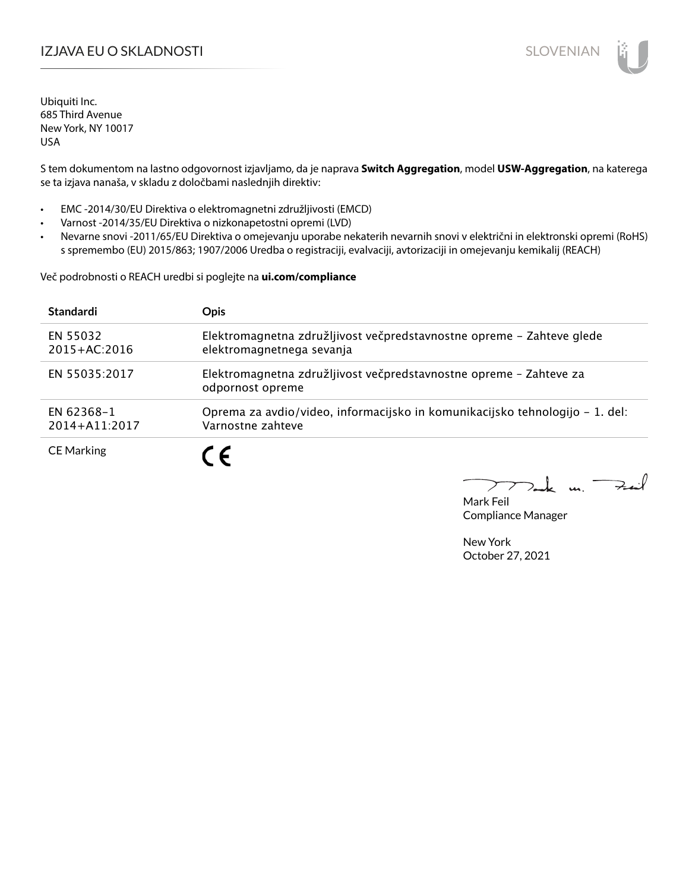# IZJAVA EU O SKLADNOSTI

Ubiquiti Inc.
685 Third Avenue
New York, NY 10017
USA

S tem dokumentom na lastno odgovornost izjavljamo, da je naprava **Switch Aggregation**, model **USW-Aggregation**, na katerega se ta izjava nanaša, v skladu z določbami naslednjih direktiv:

- EMC -2014/30/EU Direktiva o elektromagnetni združljivosti (EMCD)
- Varnost -2014/35/EU Direktiva o nizkonapetostni opremi (LVD)
- Nevarne snovi -2011/65/EU Direktiva o omejevanju uporabe nekaterih nevarnih snovi v električni in elektronski opremi (RoHS) s spremembo (EU) 2015/863; 1907/2006 Uredba o registraciji, evalvaciji, avtorizaciji in omejevanju kemikalij (REACH)

Več podrobnosti o REACH uredbi si poglejte na **ui.com/compliance**

| Standardi | Opis |
|---|---|
| EN 55032 2015+AC:2016 | Elektromagnetna združljivost večpredstavnostne opreme – Zahteve glede elektromagnetnega sevanja |
| EN 55035:2017 | Elektromagnetna združljivost večpredstavnostne opreme – Zahteve za odpornost opreme |
| EN 62368–1 2014+A11:2017 | Oprema za avdio/video, informacijsko in komunikacijsko tehnologijo – 1. del: Varnostne zahteve |
| CE Marking | CE |

Mark Feil
Compliance Manager

New York
October 27, 2021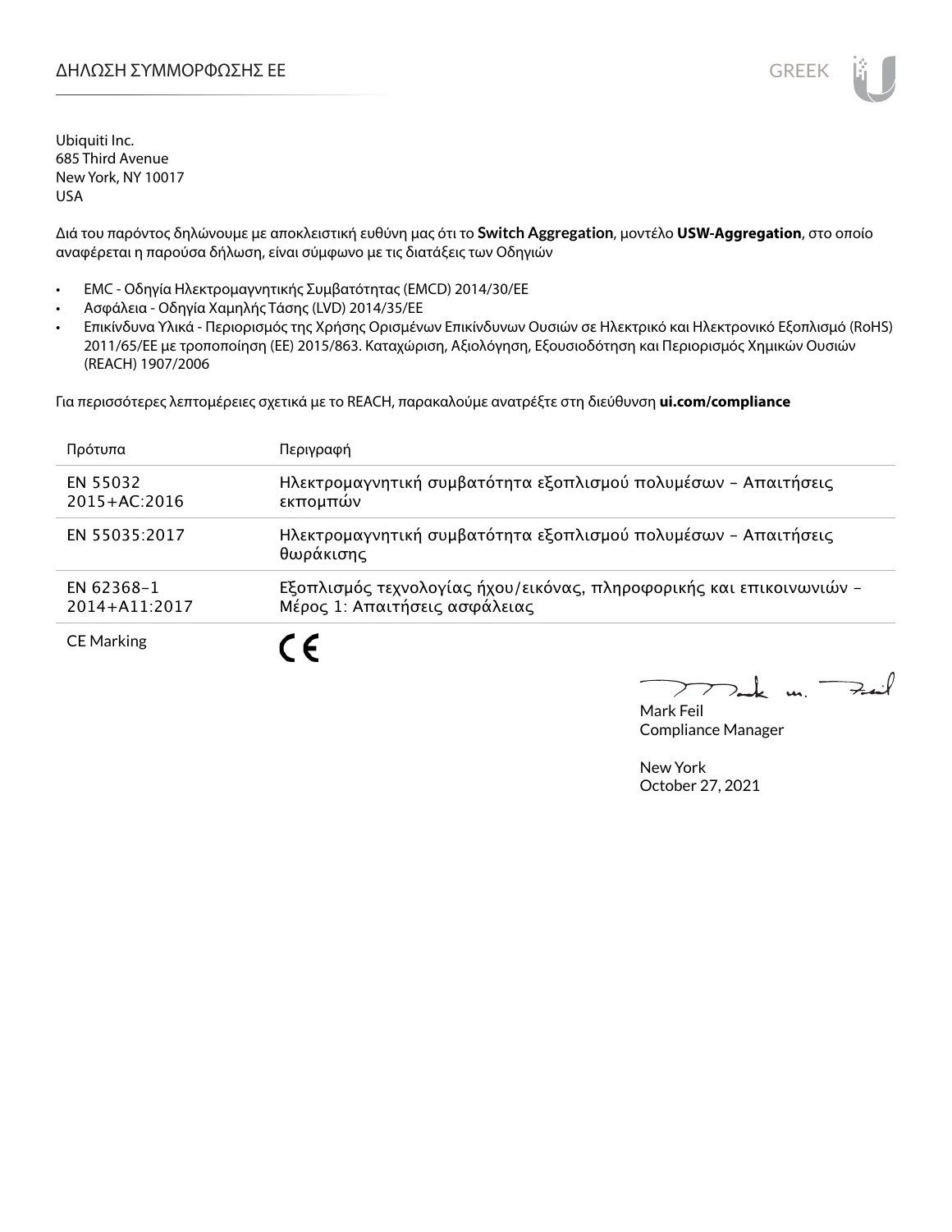# ΔΗΛΩΣΗ ΣΥΜΜΟΡΦΩΣΗΣ ΕΕ

GREEK

Ubiquiti Inc.
685 Third Avenue
New York, NY 10017
USA

Διά του παρόντος δηλώνουμε με αποκλειστική ευθύνη μας ότι το **Switch Aggregation**, μοντέλο **USW-Aggregation**, στο οποίο αναφέρεται η παρούσα δήλωση, είναι σύμφωνο με τις διατάξεις των Οδηγιών

- EMC - Οδηγία Ηλεκτρομαγνητικής Συμβατότητας (EMCD) 2014/30/EE
- Ασφάλεια - Οδηγία Χαμηλής Τάσης (LVD) 2014/35/EE
- Επικίνδυνα Υλικά - Περιορισμός της Χρήσης Ορισμένων Επικίνδυνων Ουσιών σε Ηλεκτρικό και Ηλεκτρονικό Εξοπλισμό (RoHS) 2011/65/EE με τροποποίηση (ΕΕ) 2015/863. Καταχώριση, Αξιολόγηση, Εξουσιοδότηση και Περιορισμός Χημικών Ουσιών (REACH) 1907/2006

Για περισσότερες λεπτομέρειες σχετικά με το REACH, παρακαλούμε ανατρέξτε στη διεύθυνση **ui.com/compliance**

| Πρότυπα | Περιγραφή |
| --- | --- |
| EN 55032 2015+AC:2016 | Ηλεκτρομαγνητική συμβατότητα εξοπλισμού πολυμέσων – Απαιτήσεις εκπομπών |
| EN 55035:2017 | Ηλεκτρομαγνητική συμβατότητα εξοπλισμού πολυμέσων – Απαιτήσεις θωράκισης |
| EN 62368-1 2014+A11:2017 | Εξοπλισμός τεχνολογίας ήχου/εικόνας, πληροφορικής και επικοινωνιών – Μέρος 1: Απαιτήσεις ασφάλειας |
| CE Marking | CE |

Mark Feil
Compliance Manager

New York
October 27, 2021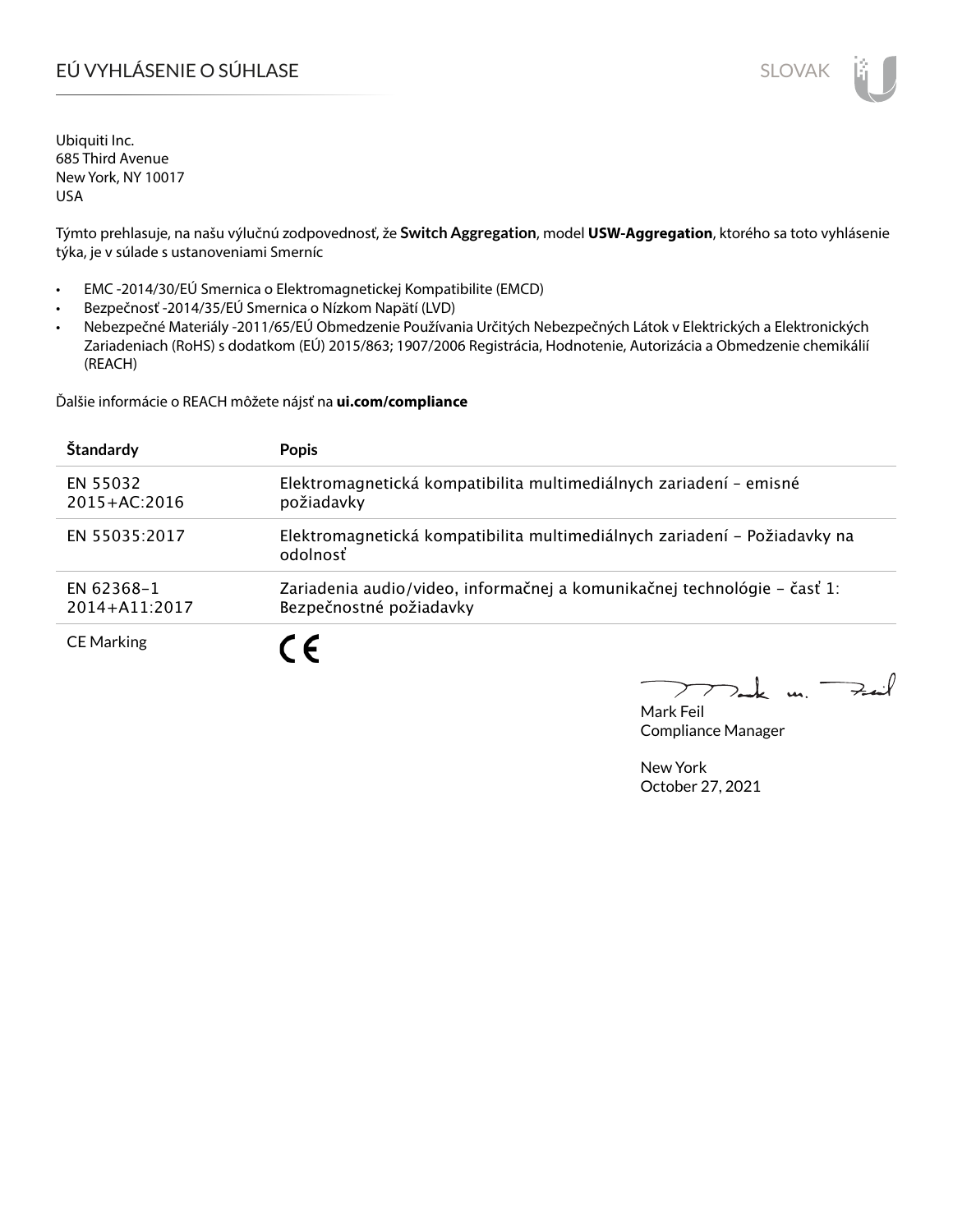# EÚ VYHLÁSENIE O SÚHLASE

Ubiquiti Inc.
685 Third Avenue
New York, NY 10017
USA

Týmto prehlasuje, na našu výlučnú zodpovednosť, že **Switch Aggregation**, model **USW-Aggregation**, ktorého sa toto vyhlásenie týka, je v súlade s ustanoveniami Smerníc

- EMC -2014/30/EÚ Smernica o Elektromagnetickej Kompatibilite (EMCD)
- Bezpečnosť -2014/35/EÚ Smernica o Nízkom Napätí (LVD)
- Nebezpečné Materiály -2011/65/EÚ Obmedzenie Používania Určitých Nebezpečných Látok v Elektrických a Elektronických Zariadeniach (RoHS) s dodatkom (EÚ) 2015/863; 1907/2006 Registrácia, Hodnotenie, Autorizácia a Obmedzenie chemikálií (REACH)

Ďalšie informácie o REACH môžete nájsť na **ui.com/compliance**

| Štandardy | Popis |
|---|---|
| EN 55032 2015+AC:2016 | Elektromagnetická kompatibilita multimediálnych zariadení – emisné požiadavky |
| EN 55035:2017 | Elektromagnetická kompatibilita multimediálnych zariadení – Požiadavky na odolnosť |
| EN 62368-1 2014+A11:2017 | Zariadenia audio/video, informačnej a komunikačnej technológie – časť 1: Bezpečnostné požiadavky |
| CE Marking | CE |

Mark Feil
Compliance Manager

New York
October 27, 2021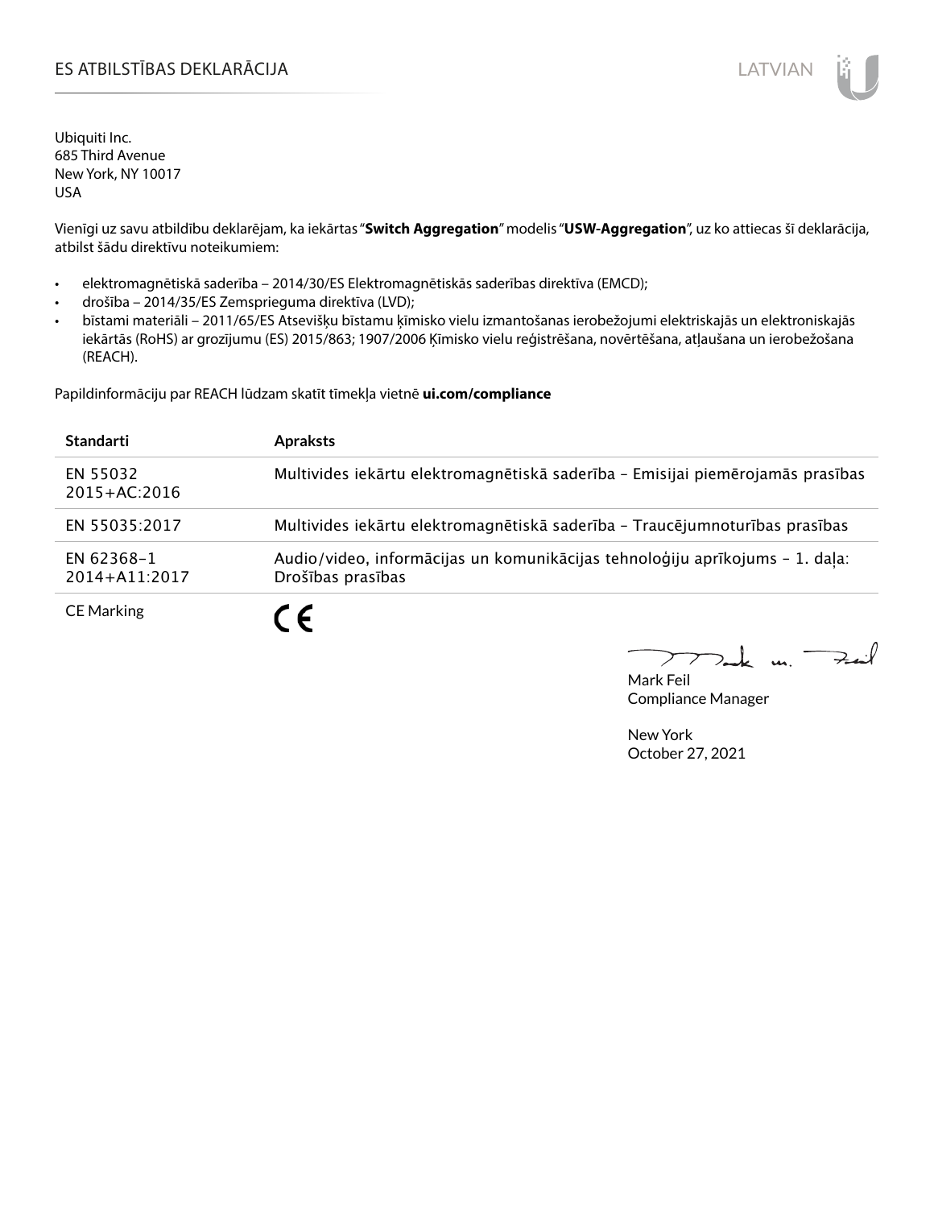# ES ATBILSTĪBAS DEKLARĀCIJA

Ubiquiti Inc.
685 Third Avenue
New York, NY 10017
USA

Vienīgi uz savu atbildību deklarējam, ka iekārtas "**Switch Aggregation**" modelis "**USW-Aggregation**", uz ko attiecas šī deklarācija, atbilst šādu direktīvu noteikumiem:

- elektromagnētiskā saderība – 2014/30/ES Elektromagnētiskās saderības direktīva (EMCD);
- drošība – 2014/35/ES Zemsprieguma direktīva (LVD);
- bīstami materiāli – 2011/65/ES Atsevišķu bīstamu ķīmisko vielu izmantošanas ierobežojumi elektriskajās un elektroniskajās iekārtās (RoHS) ar grozījumu (ES) 2015/863; 1907/2006 Ķīmisko vielu reģistrēšana, novērtēšana, atļaušana un ierobežošana (REACH).

Papildinformāciju par REACH lūdzam skatīt tīmekļa vietnē **ui.com/compliance**

| Standarti | Apraksts |
|---|---|
| EN 55032 2015+AC:2016 | Multivides iekārtu elektromagnētiskā saderība – Emisijai piemērojamās prasības |
| EN 55035:2017 | Multivides iekārtu elektromagnētiskā saderība – Traucējumnoturības prasības |
| EN 62368-1 2014+A11:2017 | Audio/video, informācijas un komunikācijas tehnoloģiju aprīkojums – 1. daļa: Drošības prasības |
| CE Marking | CE |

Mark Feil
Compliance Manager

New York
October 27, 2021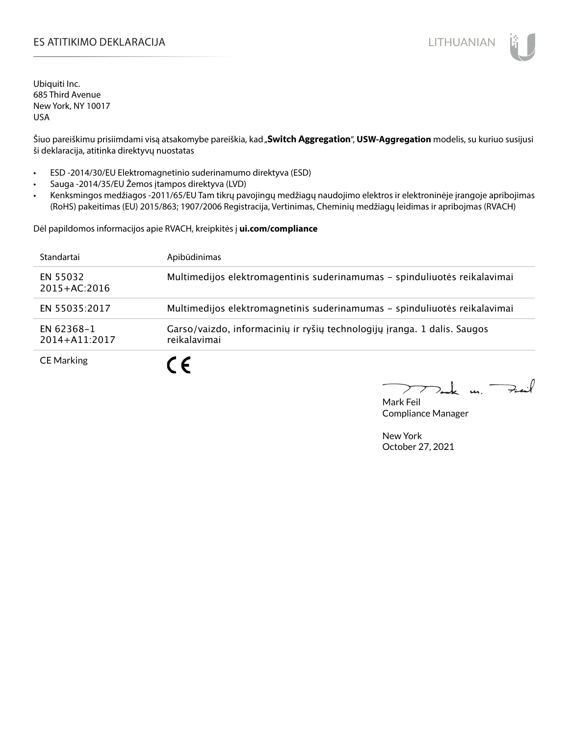# ES ATITIKIMO DEKLARACIJA

LITHUANIAN

Ubiquiti Inc.
685 Third Avenue
New York, NY 10017
USA

Šiuo pareiškimu prisiimdami visą atsakomybe pareiškia, kad „**Switch Aggregation**“, **USW-Aggregation** modelis, su kuriuo susijusi ši deklaracija, atitinka direktyvų nuostatas

- ESD -2014/30/EU Elektromagnetinio suderinamumo direktyva (ESD)
- Sauga -2014/35/EU Žemos įtampos direktyva (LVD)
- Kenksmingos medžiagos -2011/65/EU Tam tikrų pavojingų medžiagų naudojimo elektros ir elektroninėje įrangoje apribojimas (RoHS) pakeitimas (EU) 2015/863; 1907/2006 Registracija, Vertinimas, Cheminių medžiagų leidimas ir apribojmas (RVACH)

Dėl papildomos informacijos apie RVACH, kreipkitės į **ui.com/compliance**

| Standartai | Apibūdinimas |
|---|---|
| EN 55032 2015+AC:2016 | Multimedijos elektromagentinis suderinamumas – spinduliuotės reikalavimai |
| EN 55035:2017 | Multimedijos elektromagnetinis suderinamumas – spinduliuotės reikalavimai |
| EN 62368-1 2014+A11:2017 | Garso/vaizdo, informacinių ir ryšių technologijų įranga. 1 dalis. Saugos reikalavimai |
| CE Marking | CE |

Mark Feil
Compliance Manager

New York
October 27, 2021